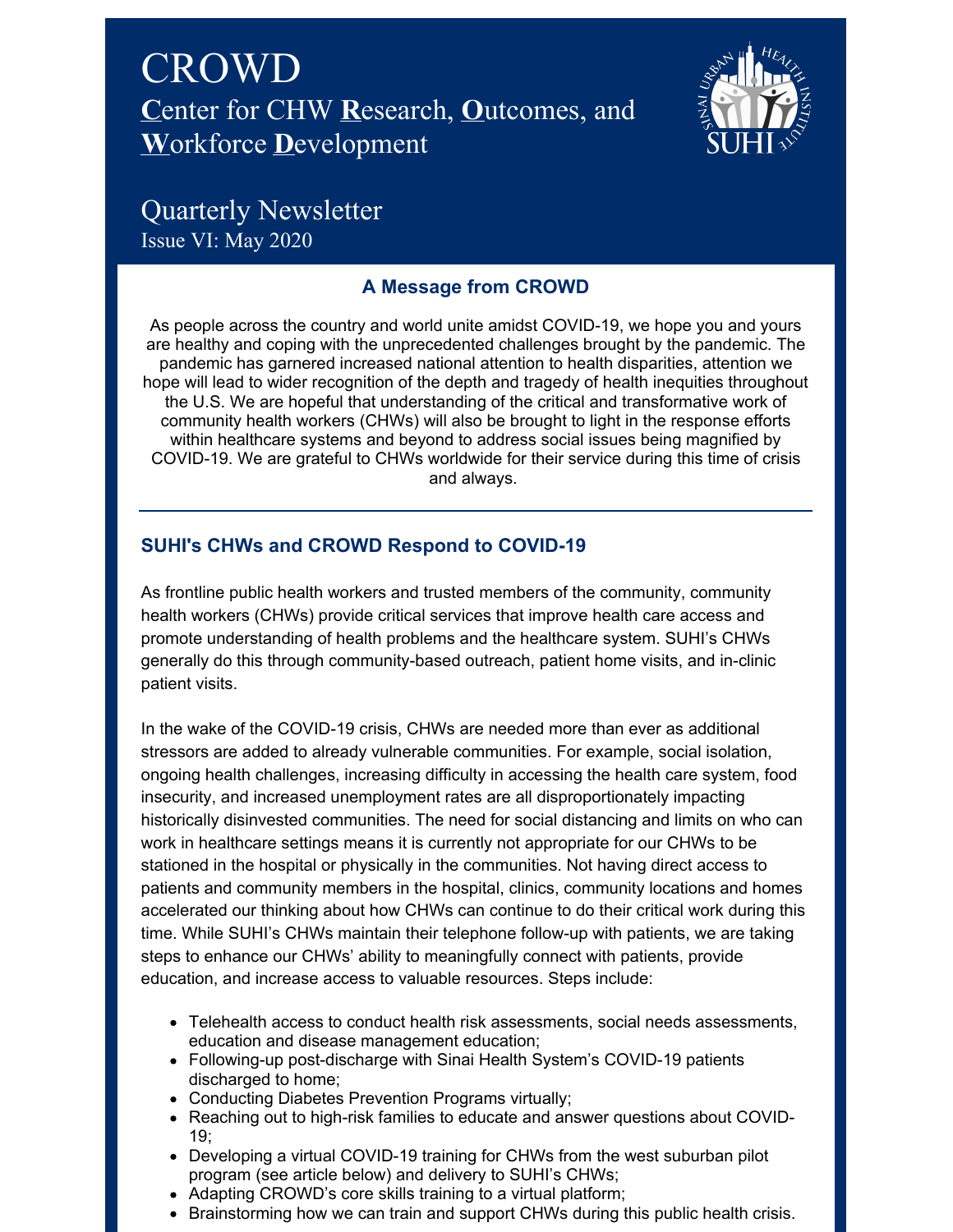# CROWD

## **C**enter for CHW **R**esearch, **O**utcomes, and **W**orkforce **D**evelopment

## Quarterly Newsletter

Issue VI: May 2020

### A Message from CROWD

As people across the country and world unite amidst COVID-19, we hope you and yours are healthy and coping with the unprecedented challenges brought by the pandemic. The pandemic has garnered increased national attention to health disparities, attention we hope will lead to wider recognition of the depth and tragedy of health inequities throughout the U.S. We are hopeful that understanding of the critical and transformative work of community health workers (CHWs) will also be brought to light in the response efforts within healthcare systems and beyond to address social issues being magnified by COVID-19. We are grateful to CHWs worldwide for their service during this time of crisis and always.

---

### SUHI's CHWs and CROWD Respond to COVID-19

As frontline public health workers and trusted members of the community, community health workers (CHWs) provide critical services that improve health care access and promote understanding of health problems and the healthcare system. SUHI's CHWs generally do this through community-based outreach, patient home visits, and in-clinic patient visits.

In the wake of the COVID-19 crisis, CHWs are needed more than ever as additional stressors are added to already vulnerable communities. For example, social isolation, ongoing health challenges, increasing difficulty in accessing the health care system, food insecurity, and increased unemployment rates are all disproportionately impacting historically disinvested communities. The need for social distancing and limits on who can work in healthcare settings means it is currently not appropriate for our CHWs to be stationed in the hospital or physically in the communities. Not having direct access to patients and community members in the hospital, clinics, community locations and homes accelerated our thinking about how CHWs can continue to do their critical work during this time. While SUHI's CHWs maintain their telephone follow-up with patients, we are taking steps to enhance our CHWs' ability to meaningfully connect with patients, provide education, and increase access to valuable resources. Steps include:

- Telehealth access to conduct health risk assessments, social needs assessments, education and disease management education;
- Following-up post-discharge with Sinai Health System's COVID-19 patients discharged to home;
- Conducting Diabetes Prevention Programs virtually;
- Reaching out to high-risk families to educate and answer questions about COVID-19;
- Developing a virtual COVID-19 training for CHWs from the west suburban pilot program (see article below) and delivery to SUHI's CHWs;
- Adapting CROWD's core skills training to a virtual platform;
- Brainstorming how we can train and support CHWs during this public health crisis.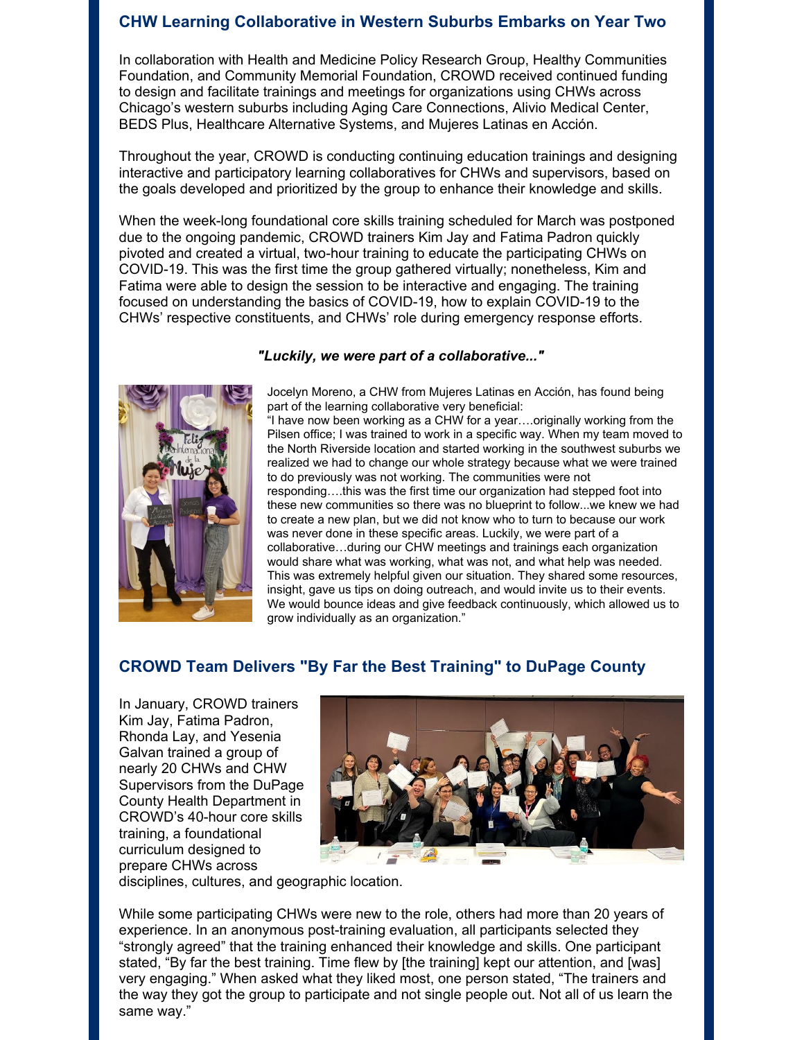## CHW Learning Collaborative in Western Suburbs Embarks on Year Two

In collaboration with Health and Medicine Policy Research Group, Healthy Communities Foundation, and Community Memorial Foundation, CROWD received continued funding to design and facilitate trainings and meetings for organizations using CHWs across Chicago's western suburbs including Aging Care Connections, Alivio Medical Center, BEDS Plus, Healthcare Alternative Systems, and Mujeres Latinas en Acción.

Throughout the year, CROWD is conducting continuing education trainings and designing interactive and participatory learning collaboratives for CHWs and supervisors, based on the goals developed and prioritized by the group to enhance their knowledge and skills.

When the week-long foundational core skills training scheduled for March was postponed due to the ongoing pandemic, CROWD trainers Kim Jay and Fatima Padron quickly pivoted and created a virtual, two-hour training to educate the participating CHWs on COVID-19. This was the first time the group gathered virtually; nonetheless, Kim and Fatima were able to design the session to be interactive and engaging. The training focused on understanding the basics of COVID-19, how to explain COVID-19 to the CHWs' respective constituents, and CHWs' role during emergency response efforts.

***"Luckily, we were part of a collaborative..."***

Jocelyn Moreno, a CHW from Mujeres Latinas en Acción, has found being part of the learning collaborative very beneficial:

"I have now been working as a CHW for a year….originally working from the Pilsen office; I was trained to work in a specific way. When my team moved to the North Riverside location and started working in the southwest suburbs we realized we had to change our whole strategy because what we were trained to do previously was not working. The communities were not responding….this was the first time our organization had stepped foot into these new communities so there was no blueprint to follow...we knew we had to create a new plan, but we did not know who to turn to because our work was never done in these specific areas. Luckily, we were part of a collaborative…during our CHW meetings and trainings each organization would share what was working, what was not, and what help was needed. This was extremely helpful given our situation. They shared some resources, insight, gave us tips on doing outreach, and would invite us to their events. We would bounce ideas and give feedback continuously, which allowed us to grow individually as an organization."

## CROWD Team Delivers "By Far the Best Training" to DuPage County

In January, CROWD trainers Kim Jay, Fatima Padron, Rhonda Lay, and Yesenia Galvan trained a group of nearly 20 CHWs and CHW Supervisors from the DuPage County Health Department in CROWD's 40-hour core skills training, a foundational curriculum designed to prepare CHWs across disciplines, cultures, and geographic location.

While some participating CHWs were new to the role, others had more than 20 years of experience. In an anonymous post-training evaluation, all participants selected they "strongly agreed" that the training enhanced their knowledge and skills. One participant stated, "By far the best training. Time flew by [the training] kept our attention, and [was] very engaging." When asked what they liked most, one person stated, "The trainers and the way they got the group to participate and not single people out. Not all of us learn the same way."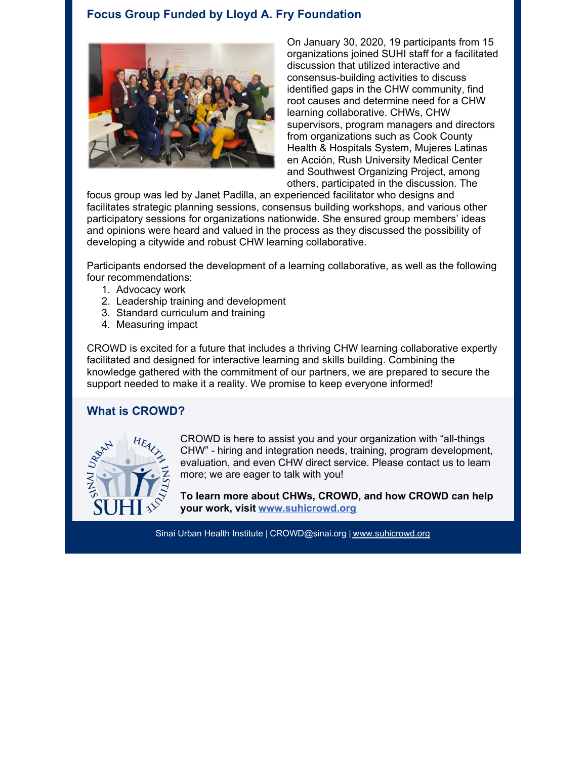## Focus Group Funded by Lloyd A. Fry Foundation

On January 30, 2020, 19 participants from 15 organizations joined SUHI staff for a facilitated discussion that utilized interactive and consensus-building activities to discuss identified gaps in the CHW community, find root causes and determine need for a CHW learning collaborative. CHWs, CHW supervisors, program managers and directors from organizations such as Cook County Health & Hospitals System, Mujeres Latinas en Acción, Rush University Medical Center and Southwest Organizing Project, among others, participated in the discussion. The focus group was led by Janet Padilla, an experienced facilitator who designs and facilitates strategic planning sessions, consensus building workshops, and various other participatory sessions for organizations nationwide. She ensured group members' ideas and opinions were heard and valued in the process as they discussed the possibility of developing a citywide and robust CHW learning collaborative.

Participants endorsed the development of a learning collaborative, as well as the following four recommendations:

1. Advocacy work
2. Leadership training and development
3. Standard curriculum and training
4. Measuring impact

CROWD is excited for a future that includes a thriving CHW learning collaborative expertly facilitated and designed for interactive learning and skills building. Combining the knowledge gathered with the commitment of our partners, we are prepared to secure the support needed to make it a reality. We promise to keep everyone informed!

## What is CROWD?

CROWD is here to assist you and your organization with "all-things CHW" - hiring and integration needs, training, program development, evaluation, and even CHW direct service. Please contact us to learn more; we are eager to talk with you!

**To learn more about CHWs, CROWD, and how CROWD can help your work, visit www.suhicrowd.org**

Sinai Urban Health Institute | CROWD@sinai.org | www.suhicrowd.org